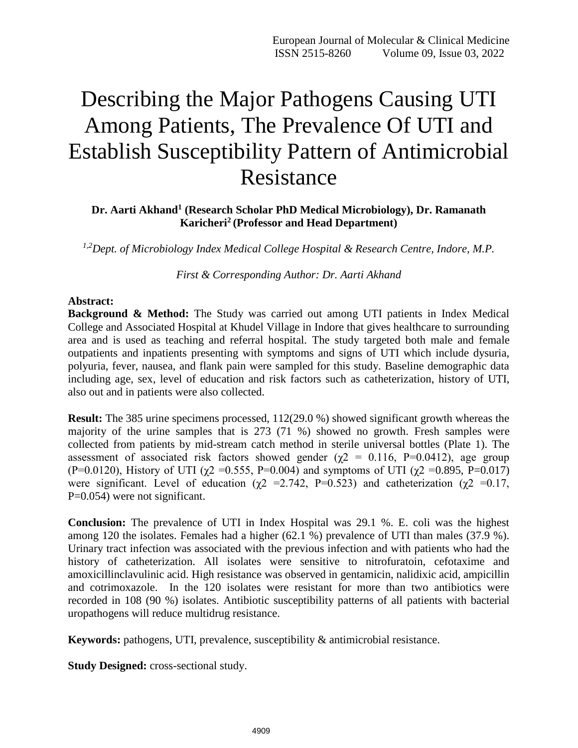# Describing the Major Pathogens Causing UTI Among Patients, The Prevalence Of UTI and Establish Susceptibility Pattern of Antimicrobial Resistance

**Dr. Aarti Akhand[1] (Research Scholar PhD Medical Microbiology), Dr. Ramanath Karicheri[2] (Professor and Head Department)**

*[1,2]Dept. of Microbiology Index Medical College Hospital & Research Centre, Indore, M.P.*

*First & Corresponding Author: Dr. Aarti Akhand*

**Abstract:**

**Background & Method:** The Study was carried out among UTI patients in Index Medical College and Associated Hospital at Khudel Village in Indore that gives healthcare to surrounding area and is used as teaching and referral hospital. The study targeted both male and female outpatients and inpatients presenting with symptoms and signs of UTI which include dysuria, polyuria, fever, nausea, and flank pain were sampled for this study. Baseline demographic data including age, sex, level of education and risk factors such as catheterization, history of UTI, also out and in patients were also collected.

**Result:** The 385 urine specimens processed, 112(29.0 %) showed significant growth whereas the majority of the urine samples that is 273 (71 %) showed no growth. Fresh samples were collected from patients by mid-stream catch method in sterile universal bottles (Plate 1). The assessment of associated risk factors showed gender ($\chi2$ = 0.116, P=0.0412), age group (P=0.0120), History of UTI ($\chi2$ =0.555, P=0.004) and symptoms of UTI ($\chi2$ =0.895, P=0.017) were significant. Level of education ($\chi2$ =2.742, P=0.523) and catheterization ($\chi2$ =0.17, P=0.054) were not significant.

**Conclusion:** The prevalence of UTI in Index Hospital was 29.1 %. E. coli was the highest among 120 the isolates. Females had a higher (62.1 %) prevalence of UTI than males (37.9 %). Urinary tract infection was associated with the previous infection and with patients who had the history of catheterization. All isolates were sensitive to nitrofuratoin, cefotaxime and amoxicillinclavulinic acid. High resistance was observed in gentamicin, nalidixic acid, ampicillin and cotrimoxazole. In the 120 isolates were resistant for more than two antibiotics were recorded in 108 (90 %) isolates. Antibiotic susceptibility patterns of all patients with bacterial uropathogens will reduce multidrug resistance.

**Keywords:** pathogens, UTI, prevalence, susceptibility & antimicrobial resistance.

**Study Designed:** cross-sectional study.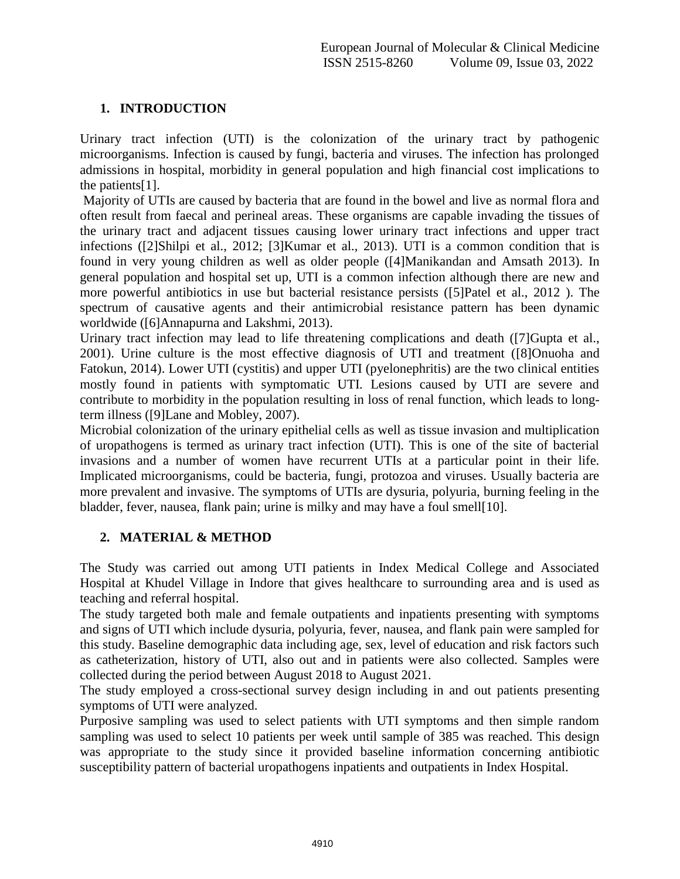## 1. INTRODUCTION

Urinary tract infection (UTI) is the colonization of the urinary tract by pathogenic microorganisms. Infection is caused by fungi, bacteria and viruses. The infection has prolonged admissions in hospital, morbidity in general population and high financial cost implications to the patients[1].

Majority of UTIs are caused by bacteria that are found in the bowel and live as normal flora and often result from faecal and perineal areas. These organisms are capable invading the tissues of the urinary tract and adjacent tissues causing lower urinary tract infections and upper tract infections ([2]Shilpi et al., 2012; [3]Kumar et al., 2013). UTI is a common condition that is found in very young children as well as older people ([4]Manikandan and Amsath 2013). In general population and hospital set up, UTI is a common infection although there are new and more powerful antibiotics in use but bacterial resistance persists ([5]Patel et al., 2012 ). The spectrum of causative agents and their antimicrobial resistance pattern has been dynamic worldwide ([6]Annapurna and Lakshmi, 2013).

Urinary tract infection may lead to life threatening complications and death ([7]Gupta et al., 2001). Urine culture is the most effective diagnosis of UTI and treatment ([8]Onuoha and Fatokun, 2014). Lower UTI (cystitis) and upper UTI (pyelonephritis) are the two clinical entities mostly found in patients with symptomatic UTI. Lesions caused by UTI are severe and contribute to morbidity in the population resulting in loss of renal function, which leads to long-term illness ([9]Lane and Mobley, 2007).

Microbial colonization of the urinary epithelial cells as well as tissue invasion and multiplication of uropathogens is termed as urinary tract infection (UTI). This is one of the site of bacterial invasions and a number of women have recurrent UTIs at a particular point in their life. Implicated microorganisms, could be bacteria, fungi, protozoa and viruses. Usually bacteria are more prevalent and invasive. The symptoms of UTIs are dysuria, polyuria, burning feeling in the bladder, fever, nausea, flank pain; urine is milky and may have a foul smell[10].

## 2. MATERIAL & METHOD

The Study was carried out among UTI patients in Index Medical College and Associated Hospital at Khudel Village in Indore that gives healthcare to surrounding area and is used as teaching and referral hospital.

The study targeted both male and female outpatients and inpatients presenting with symptoms and signs of UTI which include dysuria, polyuria, fever, nausea, and flank pain were sampled for this study. Baseline demographic data including age, sex, level of education and risk factors such as catheterization, history of UTI, also out and in patients were also collected. Samples were collected during the period between August 2018 to August 2021.

The study employed a cross-sectional survey design including in and out patients presenting symptoms of UTI were analyzed.

Purposive sampling was used to select patients with UTI symptoms and then simple random sampling was used to select 10 patients per week until sample of 385 was reached. This design was appropriate to the study since it provided baseline information concerning antibiotic susceptibility pattern of bacterial uropathogens inpatients and outpatients in Index Hospital.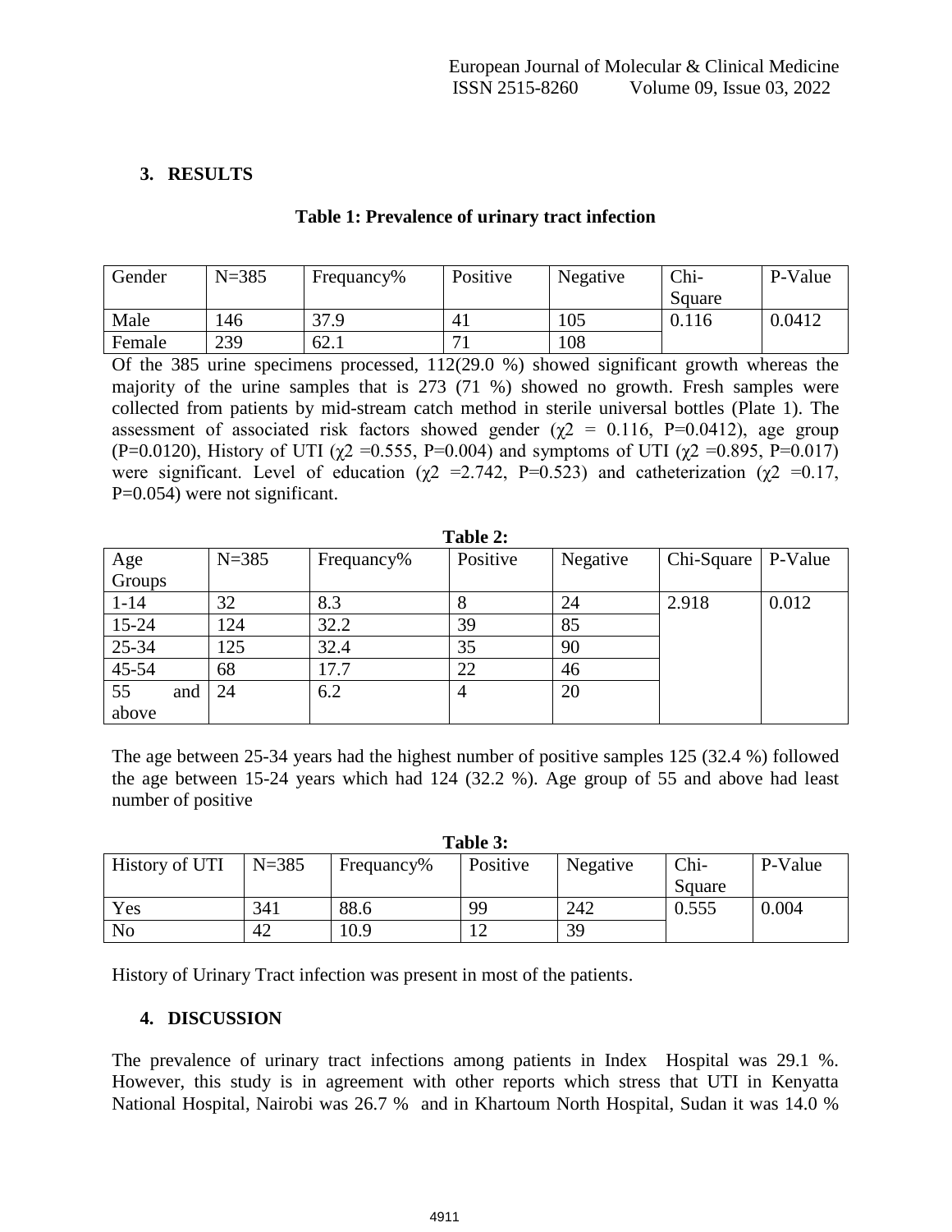## 3. RESULTS

**Table 1: Prevalence of urinary tract infection**

| Gender | N=385 | Frequancy% | Positive | Negative | Chi-Square | P-Value |
|---|---|---|---|---|---|---|
| Male | 146 | 37.9 | 41 | 105 | 0.116 | 0.0412 |
| Female | 239 | 62.1 | 71 | 108 | | |

Of the 385 urine specimens processed, 112(29.0 %) showed significant growth whereas the majority of the urine samples that is 273 (71 %) showed no growth. Fresh samples were collected from patients by mid-stream catch method in sterile universal bottles (Plate 1). The assessment of associated risk factors showed gender ($\chi2$ = 0.116, P=0.0412), age group (P=0.0120), History of UTI ($\chi2$ =0.555, P=0.004) and symptoms of UTI ($\chi2$ =0.895, P=0.017) were significant. Level of education ($\chi2$ =2.742, P=0.523) and catheterization ($\chi2$ =0.17, P=0.054) were not significant.

**Table 2:**

| Age Groups | N=385 | Frequancy% | Positive | Negative | Chi-Square | P-Value |
|---|---|---|---|---|---|---|
| 1-14 | 32 | 8.3 | 8 | 24 | 2.918 | 0.012 |
| 15-24 | 124 | 32.2 | 39 | 85 | | |
| 25-34 | 125 | 32.4 | 35 | 90 | | |
| 45-54 | 68 | 17.7 | 22 | 46 | | |
| 55 and above | 24 | 6.2 | 4 | 20 | | |

The age between 25-34 years had the highest number of positive samples 125 (32.4 %) followed the age between 15-24 years which had 124 (32.2 %). Age group of 55 and above had least number of positive

**Table 3:**

| History of UTI | N=385 | Frequancy% | Positive | Negative | Chi-Square | P-Value |
|---|---|---|---|---|---|---|
| Yes | 341 | 88.6 | 99 | 242 | 0.555 | 0.004 |
| No | 42 | 10.9 | 12 | 39 | | |

History of Urinary Tract infection was present in most of the patients.

## 4. DISCUSSION

The prevalence of urinary tract infections among patients in Index Hospital was 29.1 %. However, this study is in agreement with other reports which stress that UTI in Kenyatta National Hospital, Nairobi was 26.7 % and in Khartoum North Hospital, Sudan it was 14.0 %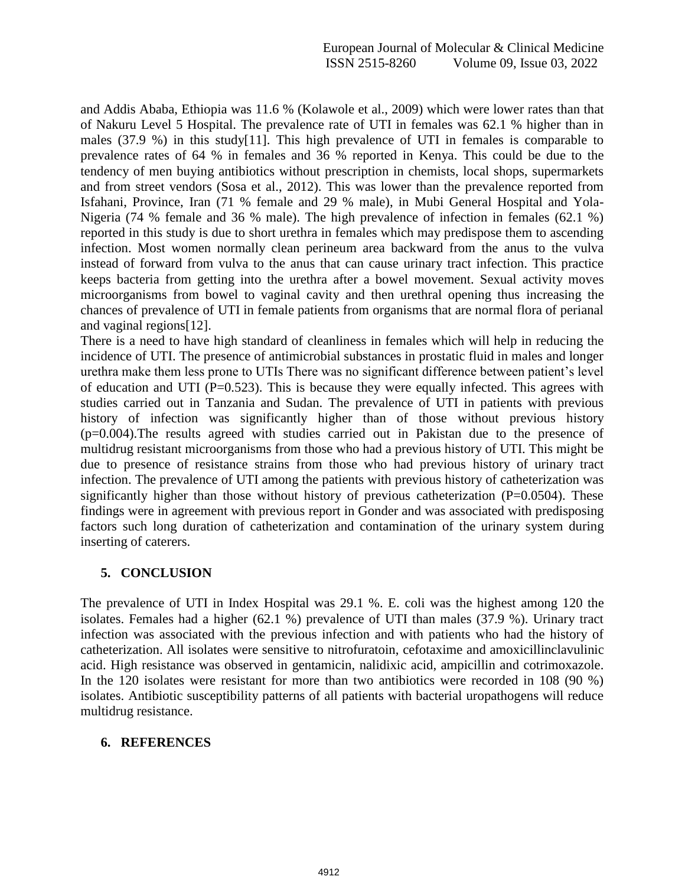and Addis Ababa, Ethiopia was 11.6 % (Kolawole et al., 2009) which were lower rates than that of Nakuru Level 5 Hospital. The prevalence rate of UTI in females was 62.1 % higher than in males (37.9 %) in this study[11]. This high prevalence of UTI in females is comparable to prevalence rates of 64 % in females and 36 % reported in Kenya. This could be due to the tendency of men buying antibiotics without prescription in chemists, local shops, supermarkets and from street vendors (Sosa et al., 2012). This was lower than the prevalence reported from Isfahani, Province, Iran (71 % female and 29 % male), in Mubi General Hospital and Yola-Nigeria (74 % female and 36 % male). The high prevalence of infection in females (62.1 %) reported in this study is due to short urethra in females which may predispose them to ascending infection. Most women normally clean perineum area backward from the anus to the vulva instead of forward from vulva to the anus that can cause urinary tract infection. This practice keeps bacteria from getting into the urethra after a bowel movement. Sexual activity moves microorganisms from bowel to vaginal cavity and then urethral opening thus increasing the chances of prevalence of UTI in female patients from organisms that are normal flora of perianal and vaginal regions[12].

There is a need to have high standard of cleanliness in females which will help in reducing the incidence of UTI. The presence of antimicrobial substances in prostatic fluid in males and longer urethra make them less prone to UTIs There was no significant difference between patient's level of education and UTI (P=0.523). This is because they were equally infected. This agrees with studies carried out in Tanzania and Sudan. The prevalence of UTI in patients with previous history of infection was significantly higher than of those without previous history (p=0.004).The results agreed with studies carried out in Pakistan due to the presence of multidrug resistant microorganisms from those who had a previous history of UTI. This might be due to presence of resistance strains from those who had previous history of urinary tract infection. The prevalence of UTI among the patients with previous history of catheterization was significantly higher than those without history of previous catheterization (P=0.0504). These findings were in agreement with previous report in Gonder and was associated with predisposing factors such long duration of catheterization and contamination of the urinary system during inserting of caterers.

## 5. CONCLUSION

The prevalence of UTI in Index Hospital was 29.1 %. E. coli was the highest among 120 the isolates. Females had a higher (62.1 %) prevalence of UTI than males (37.9 %). Urinary tract infection was associated with the previous infection and with patients who had the history of catheterization. All isolates were sensitive to nitrofuratoin, cefotaxime and amoxicillinclavulinic acid. High resistance was observed in gentamicin, nalidixic acid, ampicillin and cotrimoxazole. In the 120 isolates were resistant for more than two antibiotics were recorded in 108 (90 %) isolates. Antibiotic susceptibility patterns of all patients with bacterial uropathogens will reduce multidrug resistance.

## 6. REFERENCES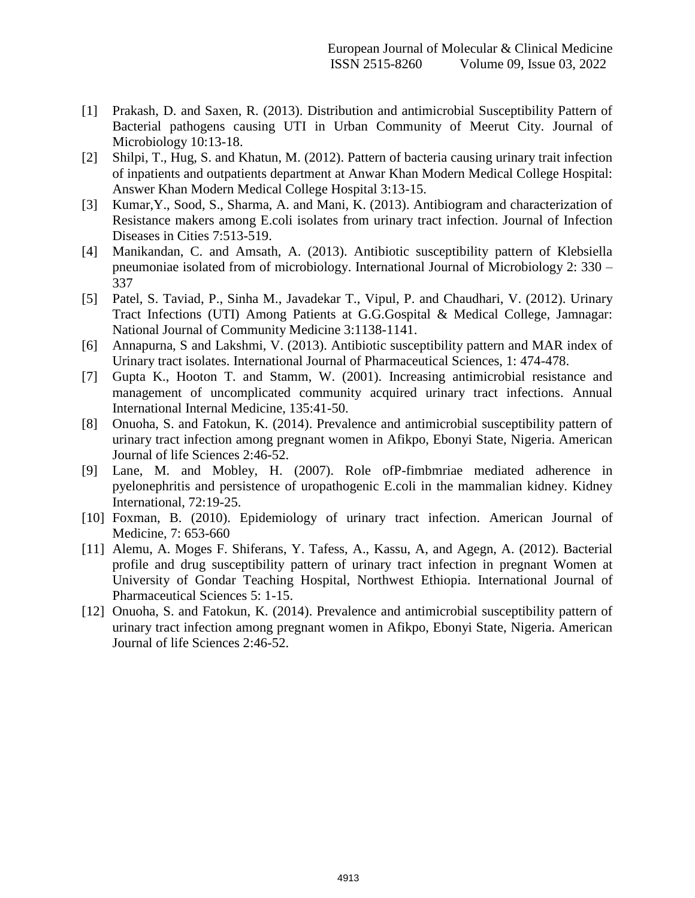[1] Prakash, D. and Saxen, R. (2013). Distribution and antimicrobial Susceptibility Pattern of Bacterial pathogens causing UTI in Urban Community of Meerut City. Journal of Microbiology 10:13-18.

[2] Shilpi, T., Hug, S. and Khatun, M. (2012). Pattern of bacteria causing urinary trait infection of inpatients and outpatients department at Anwar Khan Modern Medical College Hospital: Answer Khan Modern Medical College Hospital 3:13-15.

[3] Kumar,Y., Sood, S., Sharma, A. and Mani, K. (2013). Antibiogram and characterization of Resistance makers among E.coli isolates from urinary tract infection. Journal of Infection Diseases in Cities 7:513-519.

[4] Manikandan, C. and Amsath, A. (2013). Antibiotic susceptibility pattern of Klebsiella pneumoniae isolated from of microbiology. International Journal of Microbiology 2: 330 – 337

[5] Patel, S. Taviad, P., Sinha M., Javadekar T., Vipul, P. and Chaudhari, V. (2012). Urinary Tract Infections (UTI) Among Patients at G.G.Gospital & Medical College, Jamnagar: National Journal of Community Medicine 3:1138-1141.

[6] Annapurna, S and Lakshmi, V. (2013). Antibiotic susceptibility pattern and MAR index of Urinary tract isolates. International Journal of Pharmaceutical Sciences, 1: 474-478.

[7] Gupta K., Hooton T. and Stamm, W. (2001). Increasing antimicrobial resistance and management of uncomplicated community acquired urinary tract infections. Annual International Internal Medicine, 135:41-50.

[8] Onuoha, S. and Fatokun, K. (2014). Prevalence and antimicrobial susceptibility pattern of urinary tract infection among pregnant women in Afikpo, Ebonyi State, Nigeria. American Journal of life Sciences 2:46-52.

[9] Lane, M. and Mobley, H. (2007). Role ofP-fimbmriae mediated adherence in pyelonephritis and persistence of uropathogenic E.coli in the mammalian kidney. Kidney International, 72:19-25.

[10] Foxman, B. (2010). Epidemiology of urinary tract infection. American Journal of Medicine, 7: 653-660

[11] Alemu, A. Moges F. Shiferans, Y. Tafess, A., Kassu, A, and Agegn, A. (2012). Bacterial profile and drug susceptibility pattern of urinary tract infection in pregnant Women at University of Gondar Teaching Hospital, Northwest Ethiopia. International Journal of Pharmaceutical Sciences 5: 1-15.

[12] Onuoha, S. and Fatokun, K. (2014). Prevalence and antimicrobial susceptibility pattern of urinary tract infection among pregnant women in Afikpo, Ebonyi State, Nigeria. American Journal of life Sciences 2:46-52.